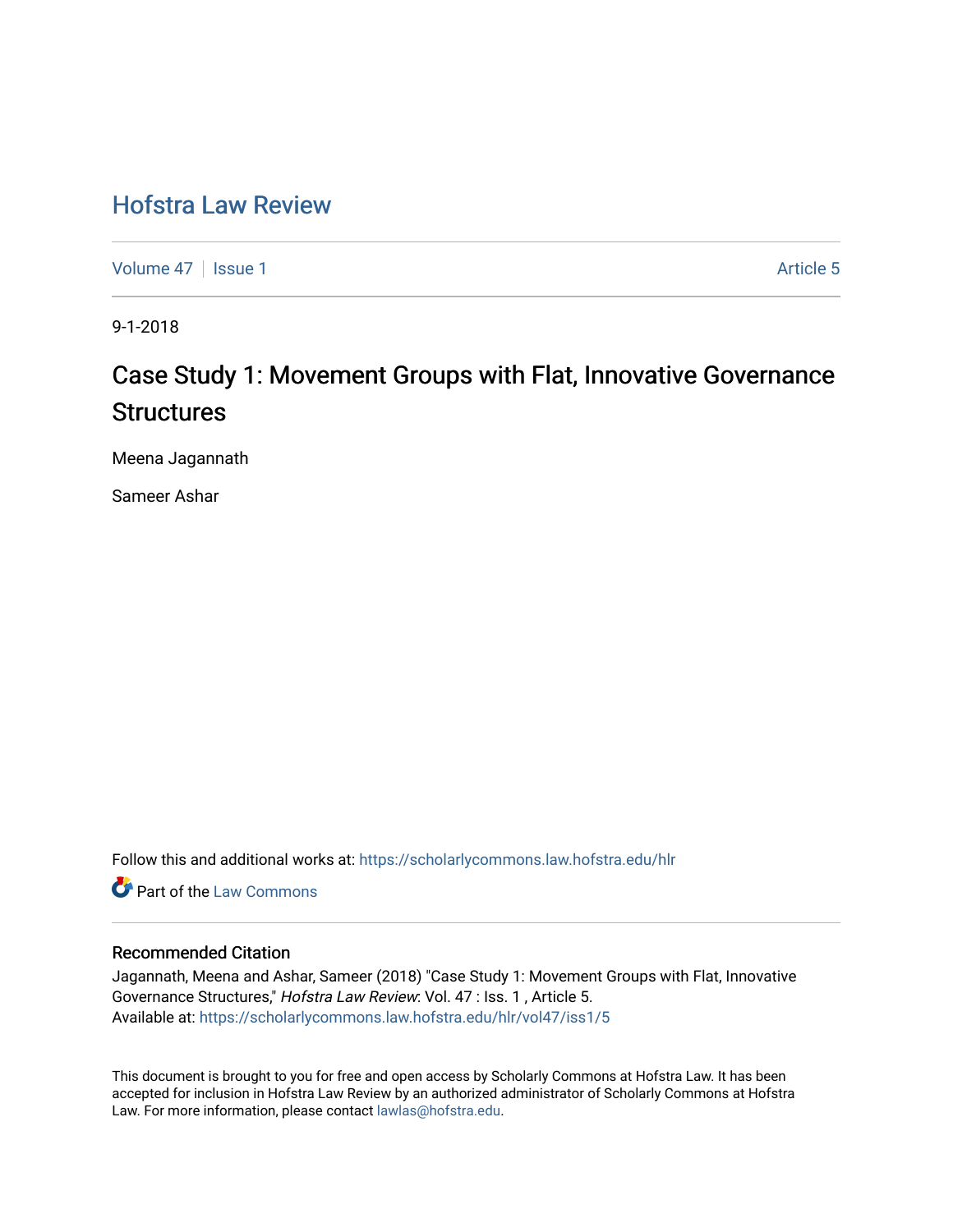# Hofstra Law Review

Volume 47 | Issue 1 | Article 5

9-1-2018

## Case Study 1: Movement Groups with Flat, Innovative Governance Structures

Meena Jagannath

Sameer Ashar

Follow this and additional works at: https://scholarlycommons.law.hofstra.edu/hlr

Part of the Law Commons

### Recommended Citation

Jagannath, Meena and Ashar, Sameer (2018) "Case Study 1: Movement Groups with Flat, Innovative Governance Structures," *Hofstra Law Review*: Vol. 47 : Iss. 1 , Article 5.
Available at: https://scholarlycommons.law.hofstra.edu/hlr/vol47/iss1/5

This document is brought to you for free and open access by Scholarly Commons at Hofstra Law. It has been accepted for inclusion in Hofstra Law Review by an authorized administrator of Scholarly Commons at Hofstra Law. For more information, please contact lawlas@hofstra.edu.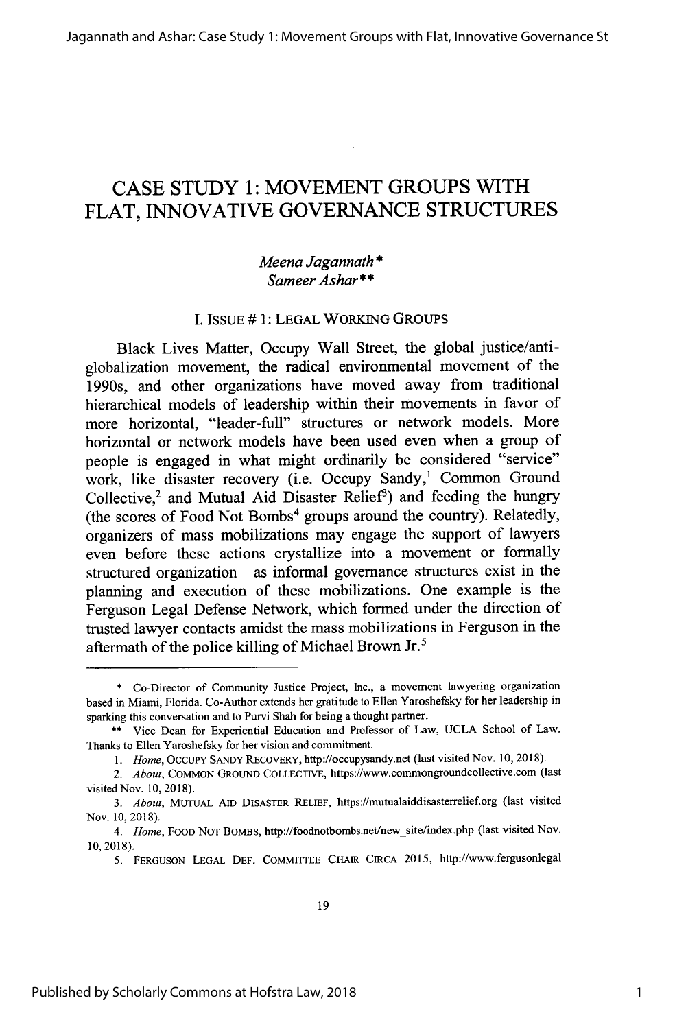# CASE STUDY 1: MOVEMENT GROUPS WITH FLAT, INNOVATIVE GOVERNANCE STRUCTURES

*Meena Jagannath\**
*Sameer Ashar\*\**

## I. ISSUE # 1: LEGAL WORKING GROUPS

Black Lives Matter, Occupy Wall Street, the global justice/anti-globalization movement, the radical environmental movement of the 1990s, and other organizations have moved away from traditional hierarchical models of leadership within their movements in favor of more horizontal, "leader-full" structures or network models. More horizontal or network models have been used even when a group of people is engaged in what might ordinarily be considered "service" work, like disaster recovery (i.e. Occupy Sandy,[1] Common Ground Collective,[2] and Mutual Aid Disaster Relief[3]) and feeding the hungry (the scores of Food Not Bombs[4] groups around the country). Relatedly, organizers of mass mobilizations may engage the support of lawyers even before these actions crystallize into a movement or formally structured organization—as informal governance structures exist in the planning and execution of these mobilizations. One example is the Ferguson Legal Defense Network, which formed under the direction of trusted lawyer contacts amidst the mass mobilizations in Ferguson in the aftermath of the police killing of Michael Brown Jr.[5]

---

\* Co-Director of Community Justice Project, Inc., a movement lawyering organization based in Miami, Florida. Co-Author extends her gratitude to Ellen Yaroshefsky for her leadership in sparking this conversation and to Purvi Shah for being a thought partner.

\*\* Vice Dean for Experiential Education and Professor of Law, UCLA School of Law. Thanks to Ellen Yaroshefsky for her vision and commitment.

1. *Home*, OCCUPY SANDY RECOVERY, http://occupysandy.net (last visited Nov. 10, 2018).

2. *About*, COMMON GROUND COLLECTIVE, https://www.commongroundcollective.com (last visited Nov. 10, 2018).

3. *About*, MUTUAL AID DISASTER RELIEF, https://mutualaiddisasterrelief.org (last visited Nov. 10, 2018).

4. *Home*, FOOD NOT BOMBS, http://foodnotbombs.net/new_site/index.php (last visited Nov. 10, 2018).

5. FERGUSON LEGAL DEF. COMMITTEE CHAIR CIRCA 2015, http://www.fergusonlegal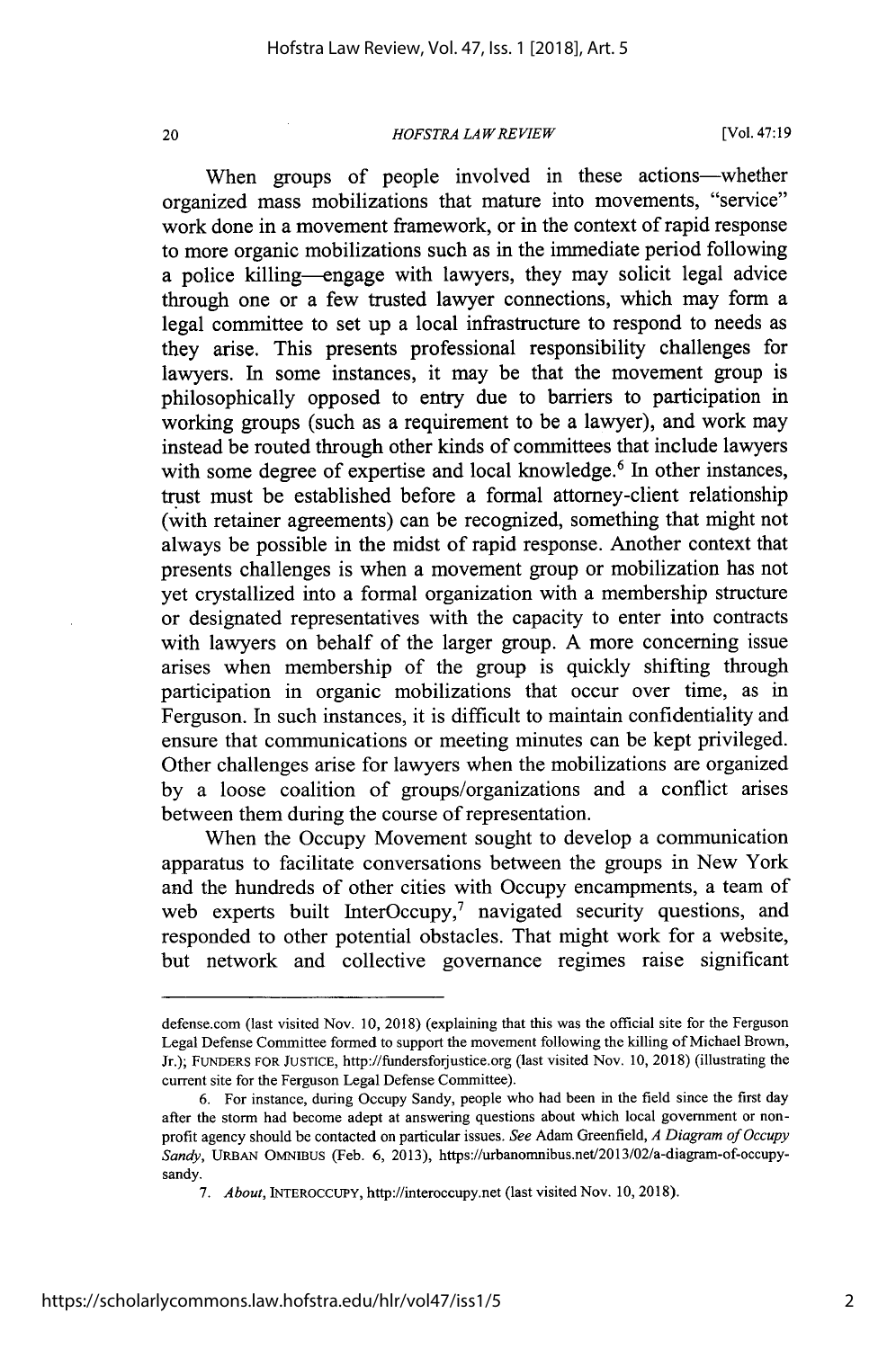When groups of people involved in these actions—whether organized mass mobilizations that mature into movements, "service" work done in a movement framework, or in the context of rapid response to more organic mobilizations such as in the immediate period following a police killing—engage with lawyers, they may solicit legal advice through one or a few trusted lawyer connections, which may form a legal committee to set up a local infrastructure to respond to needs as they arise. This presents professional responsibility challenges for lawyers. In some instances, it may be that the movement group is philosophically opposed to entry due to barriers to participation in working groups (such as a requirement to be a lawyer), and work may instead be routed through other kinds of committees that include lawyers with some degree of expertise and local knowledge.[6] In other instances, trust must be established before a formal attorney-client relationship (with retainer agreements) can be recognized, something that might not always be possible in the midst of rapid response. Another context that presents challenges is when a movement group or mobilization has not yet crystallized into a formal organization with a membership structure or designated representatives with the capacity to enter into contracts with lawyers on behalf of the larger group. A more concerning issue arises when membership of the group is quickly shifting through participation in organic mobilizations that occur over time, as in Ferguson. In such instances, it is difficult to maintain confidentiality and ensure that communications or meeting minutes can be kept privileged. Other challenges arise for lawyers when the mobilizations are organized by a loose coalition of groups/organizations and a conflict arises between them during the course of representation.

When the Occupy Movement sought to develop a communication apparatus to facilitate conversations between the groups in New York and the hundreds of other cities with Occupy encampments, a team of web experts built InterOccupy,[7] navigated security questions, and responded to other potential obstacles. That might work for a website, but network and collective governance regimes raise significant

---

defense.com (last visited Nov. 10, 2018) (explaining that this was the official site for the Ferguson Legal Defense Committee formed to support the movement following the killing of Michael Brown, Jr.); FUNDERS FOR JUSTICE, http://fundersforjustice.org (last visited Nov. 10, 2018) (illustrating the current site for the Ferguson Legal Defense Committee).

6. For instance, during Occupy Sandy, people who had been in the field since the first day after the storm had become adept at answering questions about which local government or non-profit agency should be contacted on particular issues. *See* Adam Greenfield, *A Diagram of Occupy Sandy*, URBAN OMNIBUS (Feb. 6, 2013), https://urbanomnibus.net/2013/02/a-diagram-of-occupy-sandy.

7. *About*, INTEROCCUPY, http://interoccupy.net (last visited Nov. 10, 2018).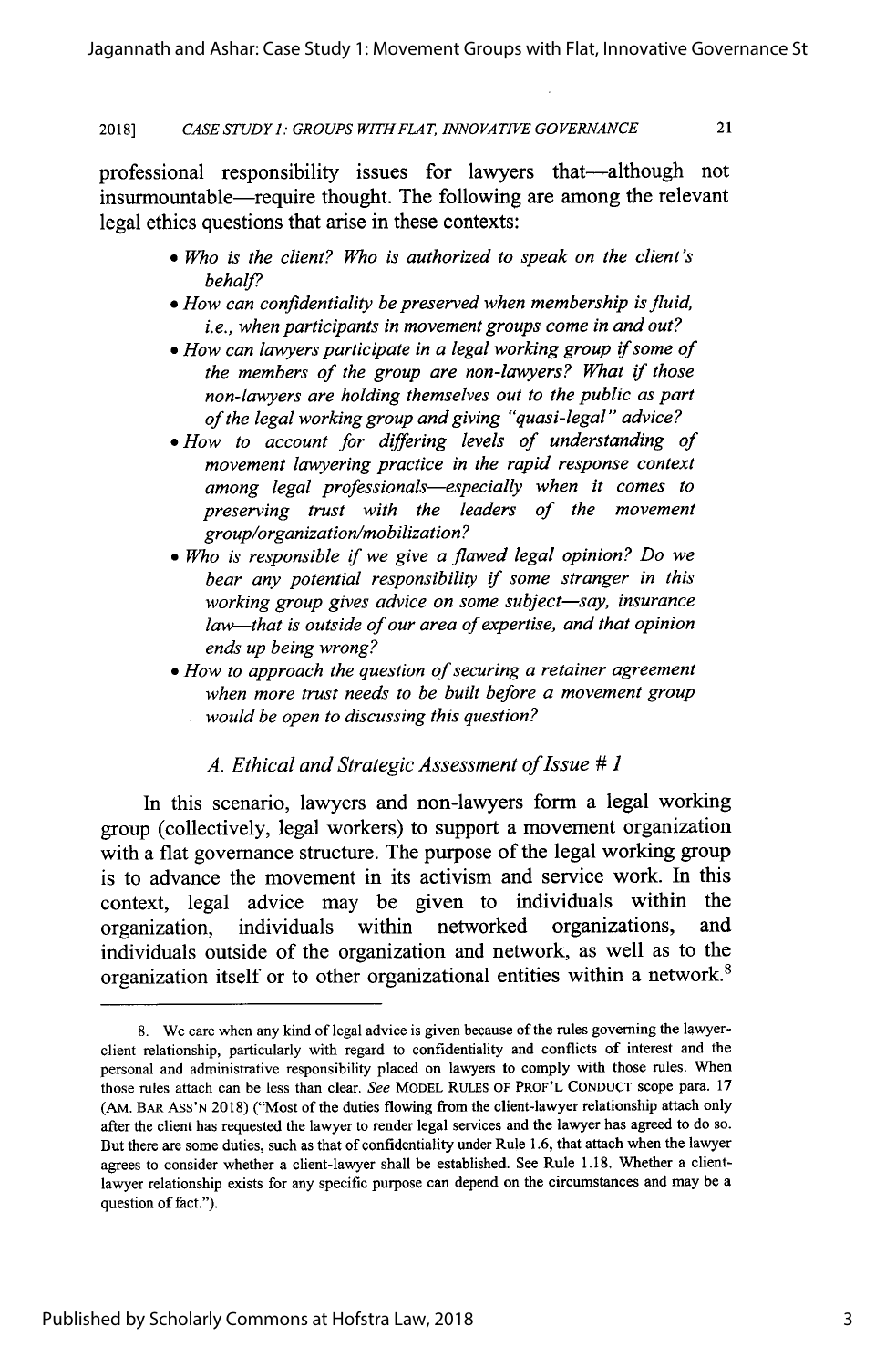professional responsibility issues for lawyers that—although not insurmountable—require thought. The following are among the relevant legal ethics questions that arise in these contexts:

- *Who is the client? Who is authorized to speak on the client's behalf?*
- *How can confidentiality be preserved when membership is fluid, i.e., when participants in movement groups come in and out?*
- *How can lawyers participate in a legal working group if some of the members of the group are non-lawyers? What if those non-lawyers are holding themselves out to the public as part of the legal working group and giving "quasi-legal" advice?*
- *How to account for differing levels of understanding of movement lawyering practice in the rapid response context among legal professionals—especially when it comes to preserving trust with the leaders of the movement group/organization/mobilization?*
- *Who is responsible if we give a flawed legal opinion? Do we bear any potential responsibility if some stranger in this working group gives advice on some subject—say, insurance law—that is outside of our area of expertise, and that opinion ends up being wrong?*
- *How to approach the question of securing a retainer agreement when more trust needs to be built before a movement group would be open to discussing this question?*

### *A. Ethical and Strategic Assessment of Issue # 1*

In this scenario, lawyers and non-lawyers form a legal working group (collectively, legal workers) to support a movement organization with a flat governance structure. The purpose of the legal working group is to advance the movement in its activism and service work. In this context, legal advice may be given to individuals within the organization, individuals within networked organizations, and individuals outside of the organization and network, as well as to the organization itself or to other organizational entities within a network.[8]

---

8. We care when any kind of legal advice is given because of the rules governing the lawyer-client relationship, particularly with regard to confidentiality and conflicts of interest and the personal and administrative responsibility placed on lawyers to comply with those rules. When those rules attach can be less than clear. *See* MODEL RULES OF PROF'L CONDUCT scope para. 17 (AM. BAR ASS'N 2018) ("Most of the duties flowing from the client-lawyer relationship attach only after the client has requested the lawyer to render legal services and the lawyer has agreed to do so. But there are some duties, such as that of confidentiality under Rule 1.6, that attach when the lawyer agrees to consider whether a client-lawyer shall be established. See Rule 1.18. Whether a client-lawyer relationship exists for any specific purpose can depend on the circumstances and may be a question of fact.").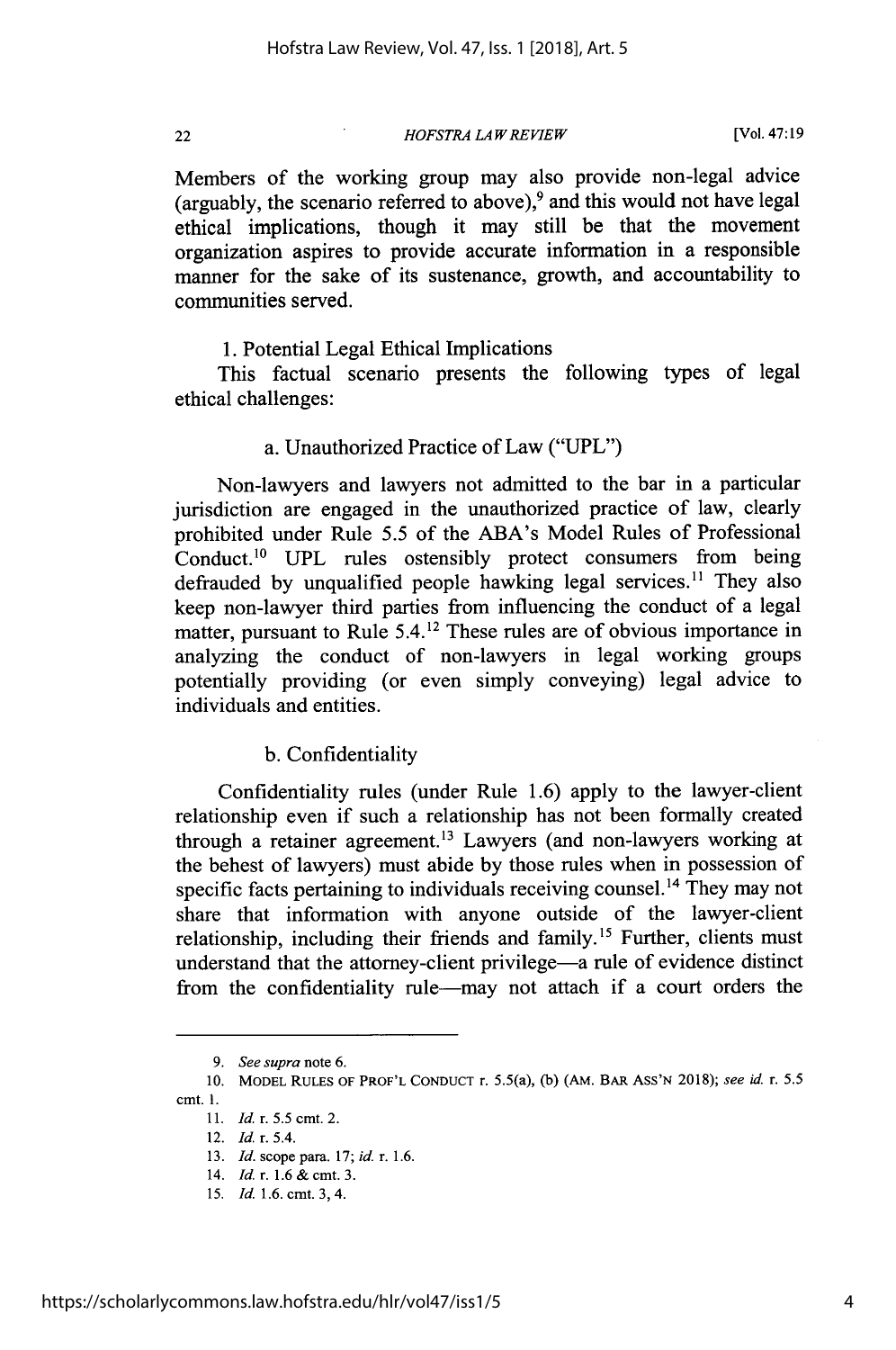Members of the working group may also provide non-legal advice (arguably, the scenario referred to above),[9] and this would not have legal ethical implications, though it may still be that the movement organization aspires to provide accurate information in a responsible manner for the sake of its sustenance, growth, and accountability to communities served.

1. Potential Legal Ethical Implications

This factual scenario presents the following types of legal ethical challenges:

a. Unauthorized Practice of Law ("UPL")

Non-lawyers and lawyers not admitted to the bar in a particular jurisdiction are engaged in the unauthorized practice of law, clearly prohibited under Rule 5.5 of the ABA's Model Rules of Professional Conduct.[10] UPL rules ostensibly protect consumers from being defrauded by unqualified people hawking legal services.[11] They also keep non-lawyer third parties from influencing the conduct of a legal matter, pursuant to Rule 5.4.[12] These rules are of obvious importance in analyzing the conduct of non-lawyers in legal working groups potentially providing (or even simply conveying) legal advice to individuals and entities.

b. Confidentiality

Confidentiality rules (under Rule 1.6) apply to the lawyer-client relationship even if such a relationship has not been formally created through a retainer agreement.[13] Lawyers (and non-lawyers working at the behest of lawyers) must abide by those rules when in possession of specific facts pertaining to individuals receiving counsel.[14] They may not share that information with anyone outside of the lawyer-client relationship, including their friends and family.[15] Further, clients must understand that the attorney-client privilege—a rule of evidence distinct from the confidentiality rule—may not attach if a court orders the

---

9. *See supra* note 6.

10. MODEL RULES OF PROF'L CONDUCT r. 5.5(a), (b) (AM. BAR ASS'N 2018); *see id.* r. 5.5 cmt. 1.

11. *Id.* r. 5.5 cmt. 2.

12. *Id.* r. 5.4.

13. *Id.* scope para. 17; *id.* r. 1.6.

14. *Id.* r. 1.6 & cmt. 3.

15. *Id.* 1.6. cmt. 3, 4.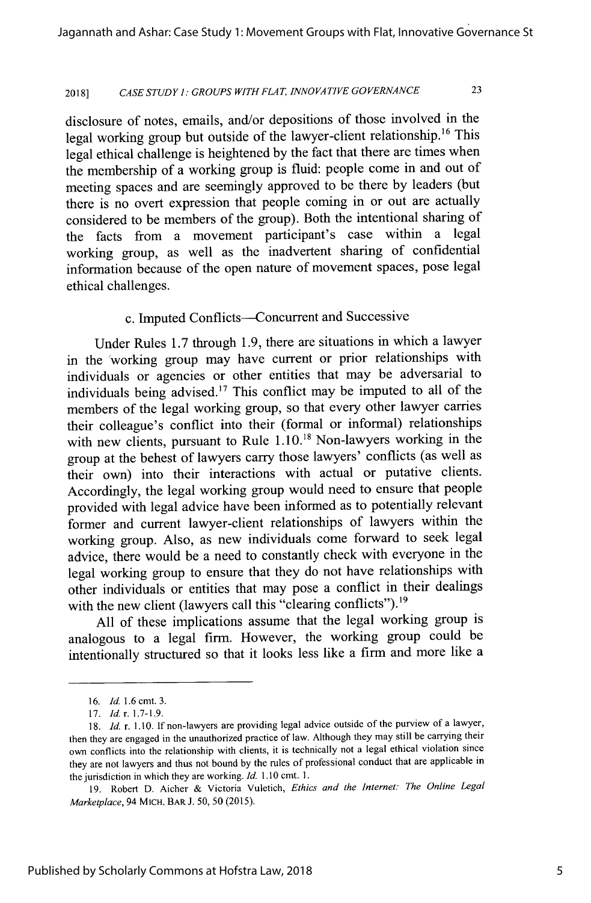disclosure of notes, emails, and/or depositions of those involved in the legal working group but outside of the lawyer-client relationship.[16] This legal ethical challenge is heightened by the fact that there are times when the membership of a working group is fluid: people come in and out of meeting spaces and are seemingly approved to be there by leaders (but there is no overt expression that people coming in or out are actually considered to be members of the group). Both the intentional sharing of the facts from a movement participant's case within a legal working group, as well as the inadvertent sharing of confidential information because of the open nature of movement spaces, pose legal ethical challenges.

### c. Imputed Conflicts—Concurrent and Successive

Under Rules 1.7 through 1.9, there are situations in which a lawyer in the working group may have current or prior relationships with individuals or agencies or other entities that may be adversarial to individuals being advised.[17] This conflict may be imputed to all of the members of the legal working group, so that every other lawyer carries their colleague's conflict into their (formal or informal) relationships with new clients, pursuant to Rule 1.10.[18] Non-lawyers working in the group at the behest of lawyers carry those lawyers' conflicts (as well as their own) into their interactions with actual or putative clients. Accordingly, the legal working group would need to ensure that people provided with legal advice have been informed as to potentially relevant former and current lawyer-client relationships of lawyers within the working group. Also, as new individuals come forward to seek legal advice, there would be a need to constantly check with everyone in the legal working group to ensure that they do not have relationships with other individuals or entities that may pose a conflict in their dealings with the new client (lawyers call this "clearing conflicts").[19]

All of these implications assume that the legal working group is analogous to a legal firm. However, the working group could be intentionally structured so that it looks less like a firm and more like a

---

16. *Id.* 1.6 cmt. 3.

17. *Id.* r. 1.7-1.9.

18. *Id.* r. 1.10. If non-lawyers are providing legal advice outside of the purview of a lawyer, then they are engaged in the unauthorized practice of law. Although they may still be carrying their own conflicts into the relationship with clients, it is technically not a legal ethical violation since they are not lawyers and thus not bound by the rules of professional conduct that are applicable in the jurisdiction in which they are working. *Id.* 1.10 cmt. 1.

19. Robert D. Aicher & Victoria Vuletich, *Ethics and the Internet: The Online Legal Marketplace*, 94 MICH. BAR J. 50, 50 (2015).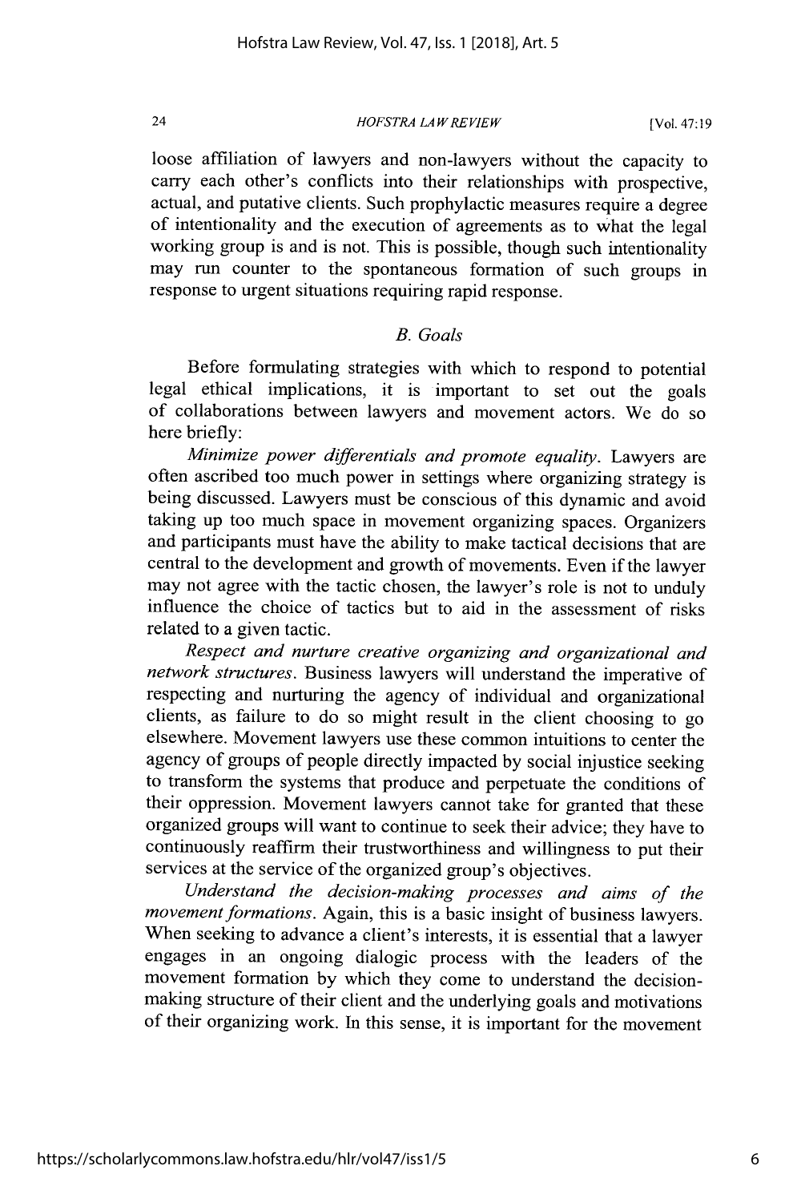loose affiliation of lawyers and non-lawyers without the capacity to carry each other's conflicts into their relationships with prospective, actual, and putative clients. Such prophylactic measures require a degree of intentionality and the execution of agreements as to what the legal working group is and is not. This is possible, though such intentionality may run counter to the spontaneous formation of such groups in response to urgent situations requiring rapid response.

### *B. Goals*

Before formulating strategies with which to respond to potential legal ethical implications, it is important to set out the goals of collaborations between lawyers and movement actors. We do so here briefly:

*Minimize power differentials and promote equality.* Lawyers are often ascribed too much power in settings where organizing strategy is being discussed. Lawyers must be conscious of this dynamic and avoid taking up too much space in movement organizing spaces. Organizers and participants must have the ability to make tactical decisions that are central to the development and growth of movements. Even if the lawyer may not agree with the tactic chosen, the lawyer's role is not to unduly influence the choice of tactics but to aid in the assessment of risks related to a given tactic.

*Respect and nurture creative organizing and organizational and network structures.* Business lawyers will understand the imperative of respecting and nurturing the agency of individual and organizational clients, as failure to do so might result in the client choosing to go elsewhere. Movement lawyers use these common intuitions to center the agency of groups of people directly impacted by social injustice seeking to transform the systems that produce and perpetuate the conditions of their oppression. Movement lawyers cannot take for granted that these organized groups will want to continue to seek their advice; they have to continuously reaffirm their trustworthiness and willingness to put their services at the service of the organized group's objectives.

*Understand the decision-making processes and aims of the movement formations.* Again, this is a basic insight of business lawyers. When seeking to advance a client's interests, it is essential that a lawyer engages in an ongoing dialogic process with the leaders of the movement formation by which they come to understand the decision-making structure of their client and the underlying goals and motivations of their organizing work. In this sense, it is important for the movement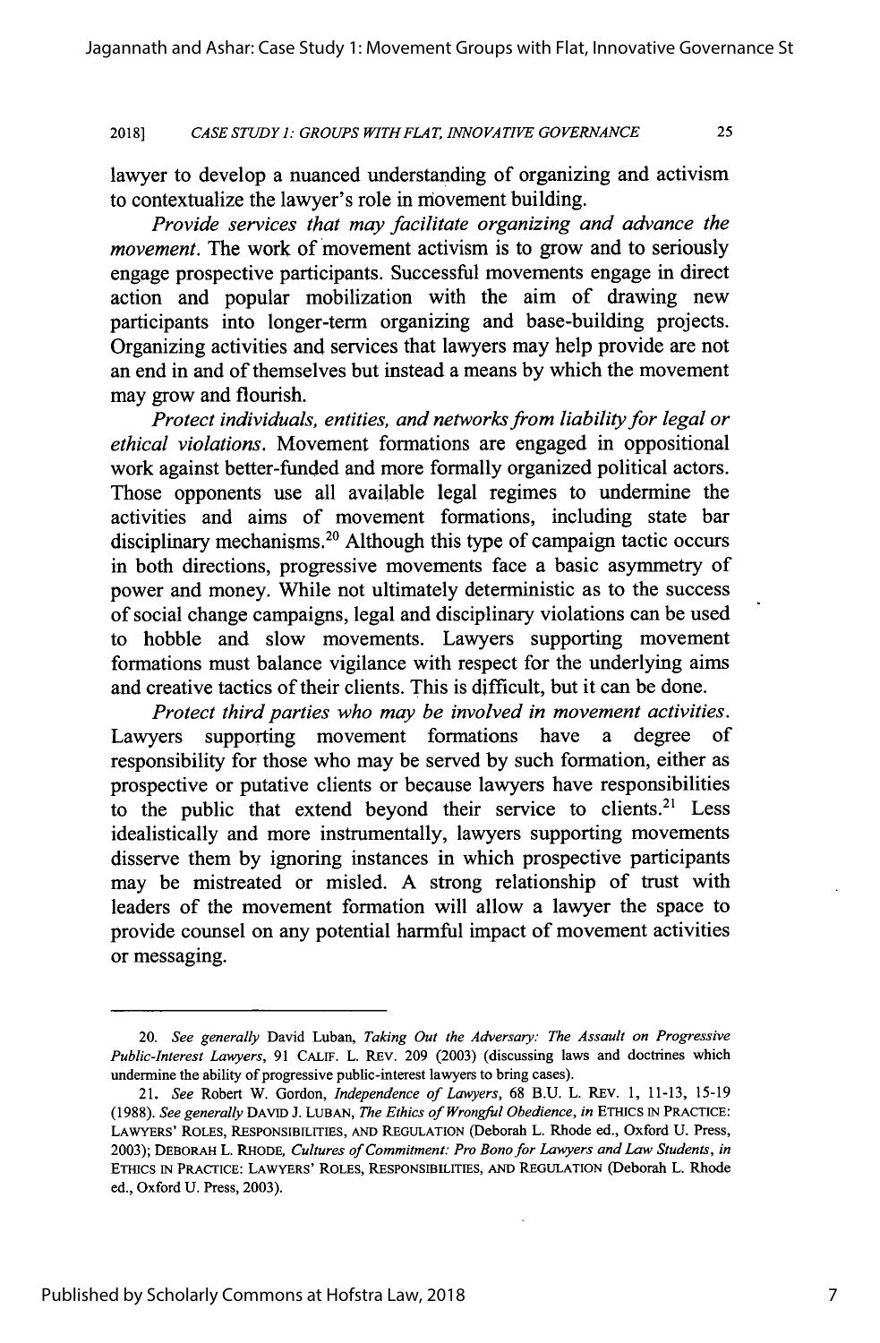lawyer to develop a nuanced understanding of organizing and activism to contextualize the lawyer's role in movement building.

*Provide services that may facilitate organizing and advance the movement.* The work of movement activism is to grow and to seriously engage prospective participants. Successful movements engage in direct action and popular mobilization with the aim of drawing new participants into longer-term organizing and base-building projects. Organizing activities and services that lawyers may help provide are not an end in and of themselves but instead a means by which the movement may grow and flourish.

*Protect individuals, entities, and networks from liability for legal or ethical violations.* Movement formations are engaged in oppositional work against better-funded and more formally organized political actors. Those opponents use all available legal regimes to undermine the activities and aims of movement formations, including state bar disciplinary mechanisms.[20] Although this type of campaign tactic occurs in both directions, progressive movements face a basic asymmetry of power and money. While not ultimately deterministic as to the success of social change campaigns, legal and disciplinary violations can be used to hobble and slow movements. Lawyers supporting movement formations must balance vigilance with respect for the underlying aims and creative tactics of their clients. This is difficult, but it can be done.

*Protect third parties who may be involved in movement activities.* Lawyers supporting movement formations have a degree of responsibility for those who may be served by such formation, either as prospective or putative clients or because lawyers have responsibilities to the public that extend beyond their service to clients.[21] Less idealistically and more instrumentally, lawyers supporting movements disserve them by ignoring instances in which prospective participants may be mistreated or misled. A strong relationship of trust with leaders of the movement formation will allow a lawyer the space to provide counsel on any potential harmful impact of movement activities or messaging.

---

20. *See generally* David Luban, *Taking Out the Adversary: The Assault on Progressive Public-Interest Lawyers*, 91 CALIF. L. REV. 209 (2003) (discussing laws and doctrines which undermine the ability of progressive public-interest lawyers to bring cases).

21. *See* Robert W. Gordon, *Independence of Lawyers*, 68 B.U. L. REV. 1, 11-13, 15-19 (1988). *See generally* DAVID J. LUBAN, *The Ethics of Wrongful Obedience*, *in* ETHICS IN PRACTICE: LAWYERS' ROLES, RESPONSIBILITIES, AND REGULATION (Deborah L. Rhode ed., Oxford U. Press, 2003); DEBORAH L. RHODE, *Cultures of Commitment: Pro Bono for Lawyers and Law Students*, *in* ETHICS IN PRACTICE: LAWYERS' ROLES, RESPONSIBILITIES, AND REGULATION (Deborah L. Rhode ed., Oxford U. Press, 2003).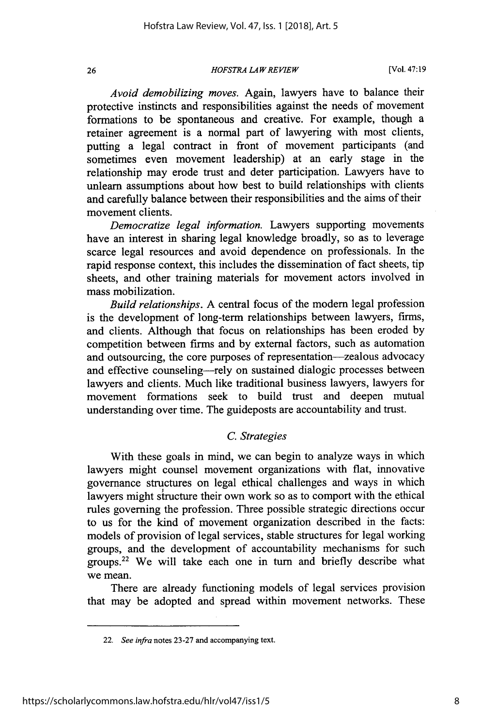*Avoid demobilizing moves.* Again, lawyers have to balance their protective instincts and responsibilities against the needs of movement formations to be spontaneous and creative. For example, though a retainer agreement is a normal part of lawyering with most clients, putting a legal contract in front of movement participants (and sometimes even movement leadership) at an early stage in the relationship may erode trust and deter participation. Lawyers have to unlearn assumptions about how best to build relationships with clients and carefully balance between their responsibilities and the aims of their movement clients.

*Democratize legal information.* Lawyers supporting movements have an interest in sharing legal knowledge broadly, so as to leverage scarce legal resources and avoid dependence on professionals. In the rapid response context, this includes the dissemination of fact sheets, tip sheets, and other training materials for movement actors involved in mass mobilization.

*Build relationships.* A central focus of the modern legal profession is the development of long-term relationships between lawyers, firms, and clients. Although that focus on relationships has been eroded by competition between firms and by external factors, such as automation and outsourcing, the core purposes of representation—zealous advocacy and effective counseling—rely on sustained dialogic processes between lawyers and clients. Much like traditional business lawyers, lawyers for movement formations seek to build trust and deepen mutual understanding over time. The guideposts are accountability and trust.

### *C. Strategies*

With these goals in mind, we can begin to analyze ways in which lawyers might counsel movement organizations with flat, innovative governance structures on legal ethical challenges and ways in which lawyers might structure their own work so as to comport with the ethical rules governing the profession. Three possible strategic directions occur to us for the kind of movement organization described in the facts: models of provision of legal services, stable structures for legal working groups, and the development of accountability mechanisms for such groups.[22] We will take each one in turn and briefly describe what we mean.

There are already functioning models of legal services provision that may be adopted and spread within movement networks. These

---

22. *See infra* notes 23-27 and accompanying text.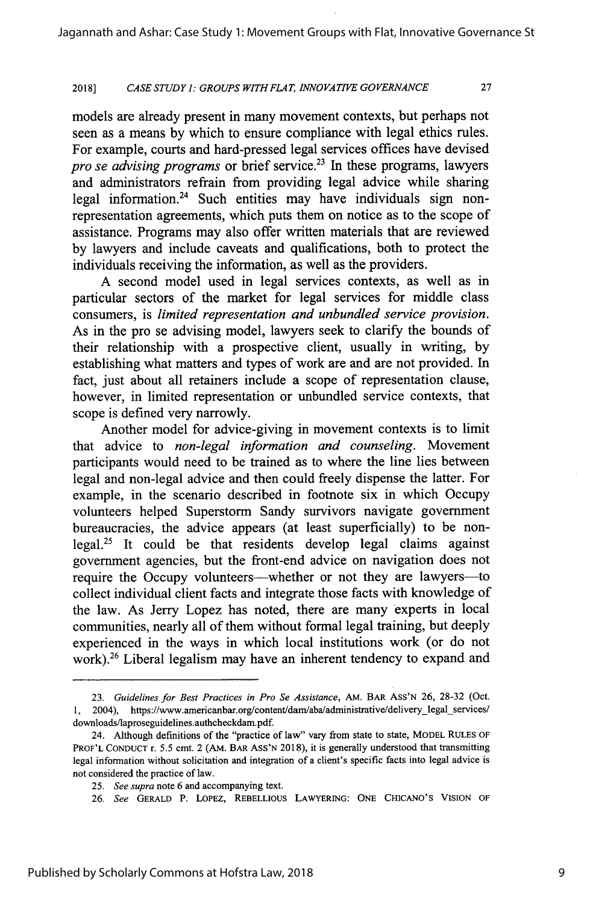models are already present in many movement contexts, but perhaps not seen as a means by which to ensure compliance with legal ethics rules. For example, courts and hard-pressed legal services offices have devised *pro se advising programs* or brief service.[23] In these programs, lawyers and administrators refrain from providing legal advice while sharing legal information.[24] Such entities may have individuals sign non-representation agreements, which puts them on notice as to the scope of assistance. Programs may also offer written materials that are reviewed by lawyers and include caveats and qualifications, both to protect the individuals receiving the information, as well as the providers.

A second model used in legal services contexts, as well as in particular sectors of the market for legal services for middle class consumers, is *limited representation and unbundled service provision*. As in the pro se advising model, lawyers seek to clarify the bounds of their relationship with a prospective client, usually in writing, by establishing what matters and types of work are and are not provided. In fact, just about all retainers include a scope of representation clause, however, in limited representation or unbundled service contexts, that scope is defined very narrowly.

Another model for advice-giving in movement contexts is to limit that advice to *non-legal information and counseling*. Movement participants would need to be trained as to where the line lies between legal and non-legal advice and then could freely dispense the latter. For example, in the scenario described in footnote six in which Occupy volunteers helped Superstorm Sandy survivors navigate government bureaucracies, the advice appears (at least superficially) to be non-legal.[25] It could be that residents develop legal claims against government agencies, but the front-end advice on navigation does not require the Occupy volunteers—whether or not they are lawyers—to collect individual client facts and integrate those facts with knowledge of the law. As Jerry Lopez has noted, there are many experts in local communities, nearly all of them without formal legal training, but deeply experienced in the ways in which local institutions work (or do not work).[26] Liberal legalism may have an inherent tendency to expand and

---

23. *Guidelines for Best Practices in Pro Se Assistance*, AM. BAR ASS'N 26, 28-32 (Oct. 1, 2004), https://www.americanbar.org/content/dam/aba/administrative/delivery_legal_services/downloads/laproseguidelines.authcheckdam.pdf.

24. Although definitions of the "practice of law" vary from state to state, MODEL RULES OF PROF'L CONDUCT r. 5.5 cmt. 2 (AM. BAR ASS'N 2018), it is generally understood that transmitting legal information without solicitation and integration of a client's specific facts into legal advice is not considered the practice of law.

25. *See supra* note 6 and accompanying text.

26. *See* GERALD P. LOPEZ, REBELLIOUS LAWYERING: ONE CHICANO'S VISION OF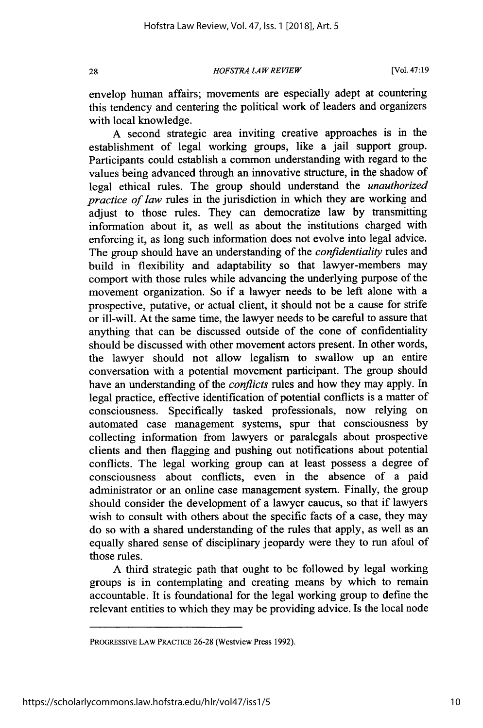envelop human affairs; movements are especially adept at countering this tendency and centering the political work of leaders and organizers with local knowledge.

A second strategic area inviting creative approaches is in the establishment of legal working groups, like a jail support group. Participants could establish a common understanding with regard to the values being advanced through an innovative structure, in the shadow of legal ethical rules. The group should understand the *unauthorized practice of law* rules in the jurisdiction in which they are working and adjust to those rules. They can democratize law by transmitting information about it, as well as about the institutions charged with enforcing it, as long such information does not evolve into legal advice. The group should have an understanding of the *confidentiality* rules and build in flexibility and adaptability so that lawyer-members may comport with those rules while advancing the underlying purpose of the movement organization. So if a lawyer needs to be left alone with a prospective, putative, or actual client, it should not be a cause for strife or ill-will. At the same time, the lawyer needs to be careful to assure that anything that can be discussed outside of the cone of confidentiality should be discussed with other movement actors present. In other words, the lawyer should not allow legalism to swallow up an entire conversation with a potential movement participant. The group should have an understanding of the *conflicts* rules and how they may apply. In legal practice, effective identification of potential conflicts is a matter of consciousness. Specifically tasked professionals, now relying on automated case management systems, spur that consciousness by collecting information from lawyers or paralegals about prospective clients and then flagging and pushing out notifications about potential conflicts. The legal working group can at least possess a degree of consciousness about conflicts, even in the absence of a paid administrator or an online case management system. Finally, the group should consider the development of a lawyer caucus, so that if lawyers wish to consult with others about the specific facts of a case, they may do so with a shared understanding of the rules that apply, as well as an equally shared sense of disciplinary jeopardy were they to run afoul of those rules.

A third strategic path that ought to be followed by legal working groups is in contemplating and creating means by which to remain accountable. It is foundational for the legal working group to define the relevant entities to which they may be providing advice. Is the local node

---

PROGRESSIVE LAW PRACTICE 26-28 (Westview Press 1992).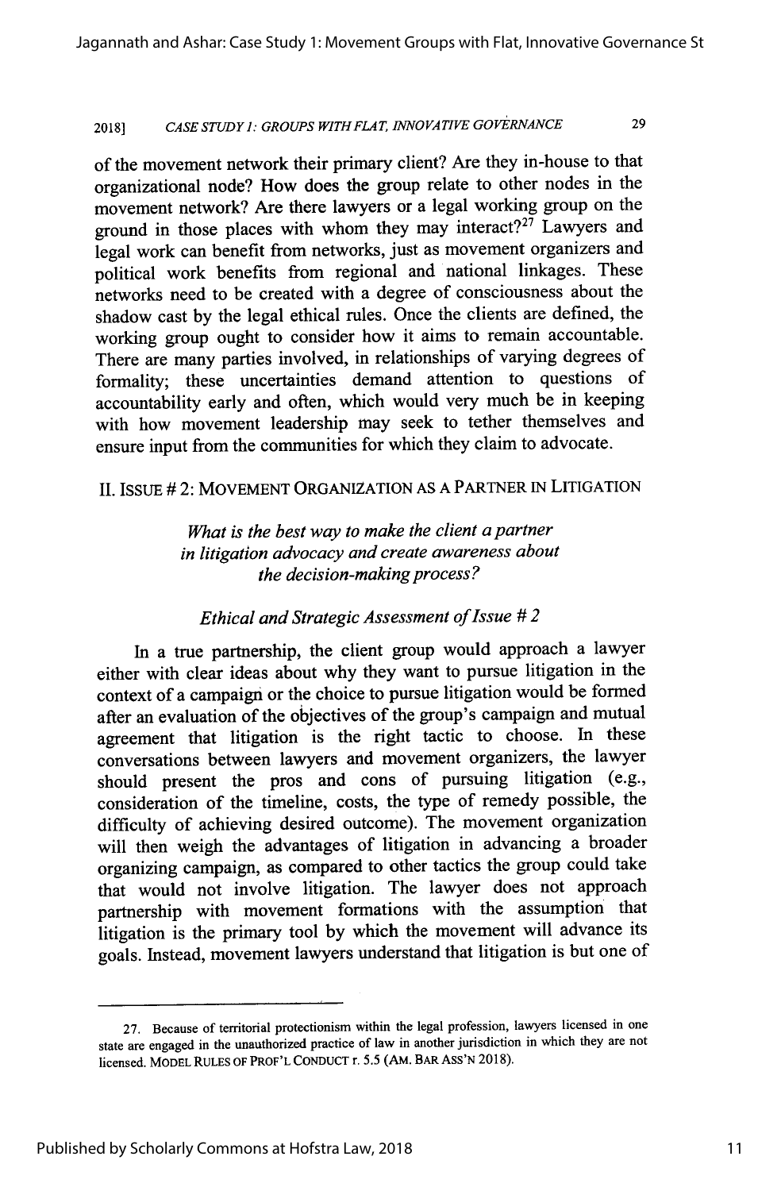of the movement network their primary client? Are they in-house to that organizational node? How does the group relate to other nodes in the movement network? Are there lawyers or a legal working group on the ground in those places with whom they may interact?[27] Lawyers and legal work can benefit from networks, just as movement organizers and political work benefits from regional and national linkages. These networks need to be created with a degree of consciousness about the shadow cast by the legal ethical rules. Once the clients are defined, the working group ought to consider how it aims to remain accountable. There are many parties involved, in relationships of varying degrees of formality; these uncertainties demand attention to questions of accountability early and often, which would very much be in keeping with how movement leadership may seek to tether themselves and ensure input from the communities for which they claim to advocate.

## II. ISSUE # 2: MOVEMENT ORGANIZATION AS A PARTNER IN LITIGATION

*What is the best way to make the client a partner in litigation advocacy and create awareness about the decision-making process?*

### *Ethical and Strategic Assessment of Issue # 2*

In a true partnership, the client group would approach a lawyer either with clear ideas about why they want to pursue litigation in the context of a campaign or the choice to pursue litigation would be formed after an evaluation of the objectives of the group's campaign and mutual agreement that litigation is the right tactic to choose. In these conversations between lawyers and movement organizers, the lawyer should present the pros and cons of pursuing litigation (e.g., consideration of the timeline, costs, the type of remedy possible, the difficulty of achieving desired outcome). The movement organization will then weigh the advantages of litigation in advancing a broader organizing campaign, as compared to other tactics the group could take that would not involve litigation. The lawyer does not approach partnership with movement formations with the assumption that litigation is the primary tool by which the movement will advance its goals. Instead, movement lawyers understand that litigation is but one of

---

27. Because of territorial protectionism within the legal profession, lawyers licensed in one state are engaged in the unauthorized practice of law in another jurisdiction in which they are not licensed. MODEL RULES OF PROF'L CONDUCT r. 5.5 (AM. BAR ASS'N 2018).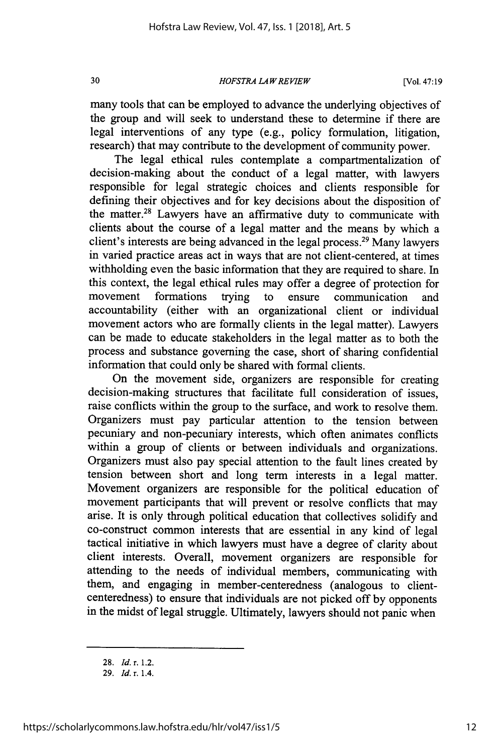many tools that can be employed to advance the underlying objectives of the group and will seek to understand these to determine if there are legal interventions of any type (e.g., policy formulation, litigation, research) that may contribute to the development of community power.

The legal ethical rules contemplate a compartmentalization of decision-making about the conduct of a legal matter, with lawyers responsible for legal strategic choices and clients responsible for defining their objectives and for key decisions about the disposition of the matter.[28] Lawyers have an affirmative duty to communicate with clients about the course of a legal matter and the means by which a client's interests are being advanced in the legal process.[29] Many lawyers in varied practice areas act in ways that are not client-centered, at times withholding even the basic information that they are required to share. In this context, the legal ethical rules may offer a degree of protection for movement formations trying to ensure communication and accountability (either with an organizational client or individual movement actors who are formally clients in the legal matter). Lawyers can be made to educate stakeholders in the legal matter as to both the process and substance governing the case, short of sharing confidential information that could only be shared with formal clients.

On the movement side, organizers are responsible for creating decision-making structures that facilitate full consideration of issues, raise conflicts within the group to the surface, and work to resolve them. Organizers must pay particular attention to the tension between pecuniary and non-pecuniary interests, which often animates conflicts within a group of clients or between individuals and organizations. Organizers must also pay special attention to the fault lines created by tension between short and long term interests in a legal matter. Movement organizers are responsible for the political education of movement participants that will prevent or resolve conflicts that may arise. It is only through political education that collectives solidify and co-construct common interests that are essential in any kind of legal tactical initiative in which lawyers must have a degree of clarity about client interests. Overall, movement organizers are responsible for attending to the needs of individual members, communicating with them, and engaging in member-centeredness (analogous to client-centeredness) to ensure that individuals are not picked off by opponents in the midst of legal struggle. Ultimately, lawyers should not panic when

---

28. *Id.* r. 1.2.

29. *Id.* r. 1.4.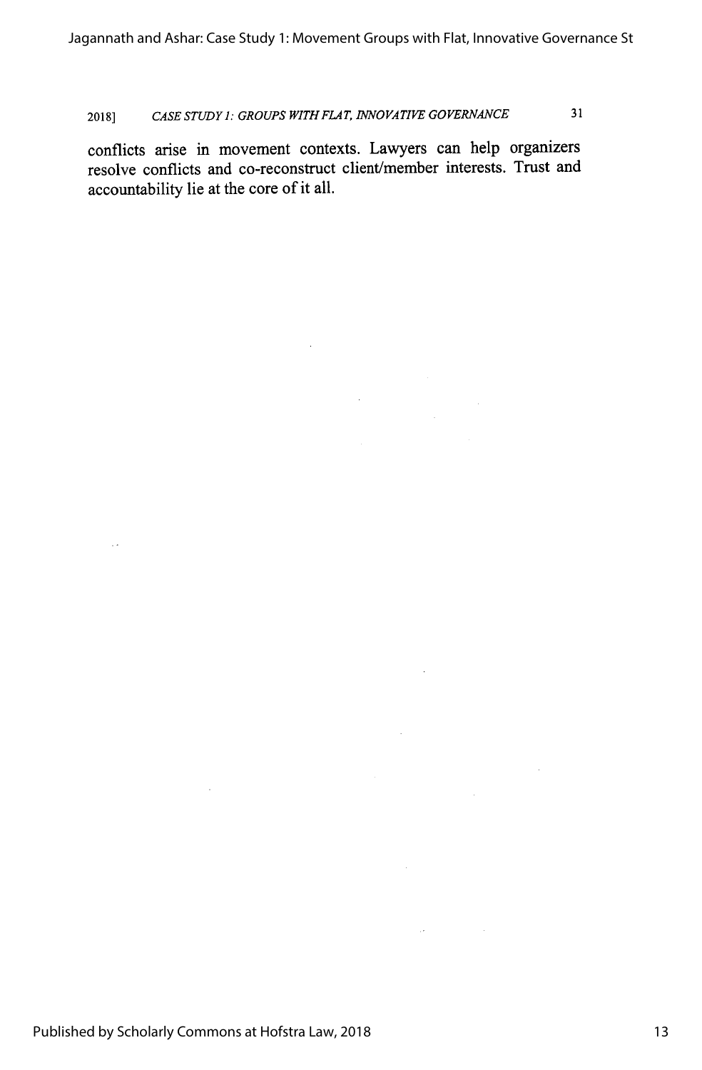conflicts arise in movement contexts. Lawyers can help organizers resolve conflicts and co-reconstruct client/member interests. Trust and accountability lie at the core of it all.